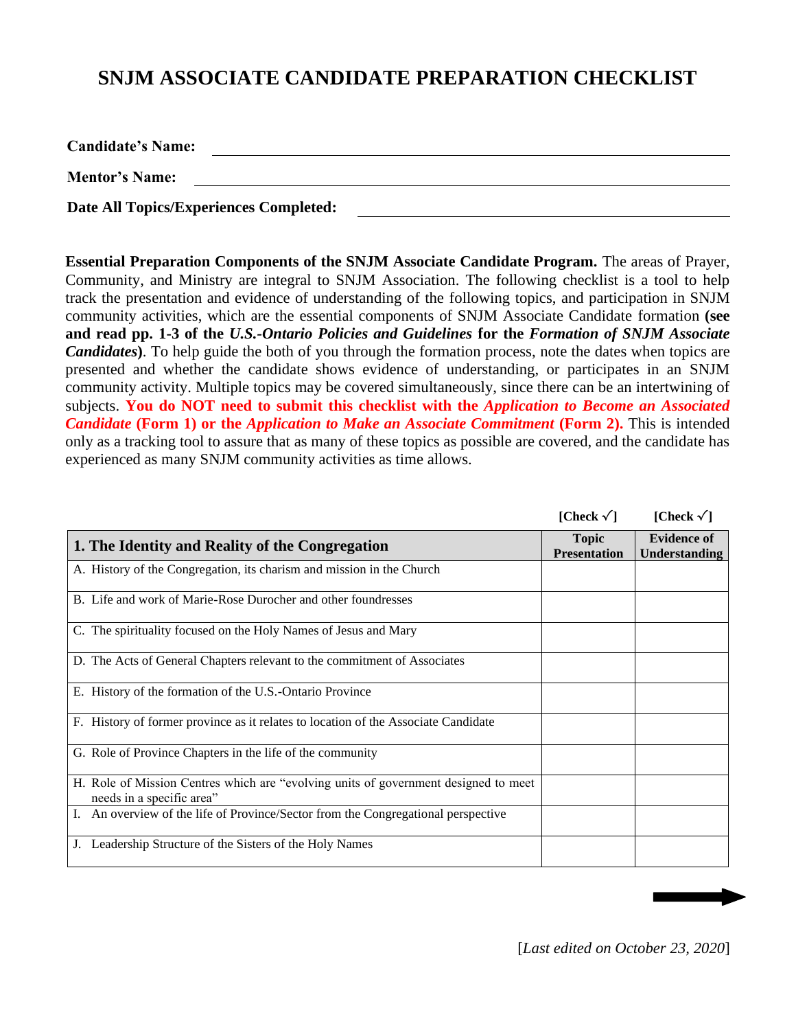# SNJM ASSOCIATE CANDIDATE PREPARATION CHECKLIST

**Candidate's Name:** ______________________________

**Mentor's Name:** ______________________________

**Date All Topics/Experiences Completed:** ______________________________

**Essential Preparation Components of the SNJM Associate Candidate Program.** The areas of Prayer, Community, and Ministry are integral to SNJM Association. The following checklist is a tool to help track the presentation and evidence of understanding of the following topics, and participation in SNJM community activities, which are the essential components of SNJM Associate Candidate formation **(see and read pp. 1-3 of the *U.S.-Ontario Policies and Guidelines* for the *Formation of SNJM Associate Candidates*)**. To help guide the both of you through the formation process, note the dates when topics are presented and whether the candidate shows evidence of understanding, or participates in an SNJM community activity. Multiple topics may be covered simultaneously, since there can be an intertwining of subjects. **You do NOT need to submit this checklist with the *Application to Become an Associated Candidate* (Form 1) or the *Application to Make an Associate Commitment* (Form 2).** This is intended only as a tracking tool to assure that as many of these topics as possible are covered, and the candidate has experienced as many SNJM community activities as time allows.

| **1. The Identity and Reality of the Congregation** | **[Check √]**<br>**Topic Presentation** | **[Check √]**<br>**Evidence of Understanding** |
|---|---|---|
| A. History of the Congregation, its charism and mission in the Church | | |
| B. Life and work of Marie-Rose Durocher and other foundresses | | |
| C. The spirituality focused on the Holy Names of Jesus and Mary | | |
| D. The Acts of General Chapters relevant to the commitment of Associates | | |
| E. History of the formation of the U.S.-Ontario Province | | |
| F. History of former province as it relates to location of the Associate Candidate | | |
| G. Role of Province Chapters in the life of the community | | |
| H. Role of Mission Centres which are "evolving units of government designed to meet needs in a specific area" | | |
| I. An overview of the life of Province/Sector from the Congregational perspective | | |
| J. Leadership Structure of the Sisters of the Holy Names | | |

[*Last edited on October 23, 2020*]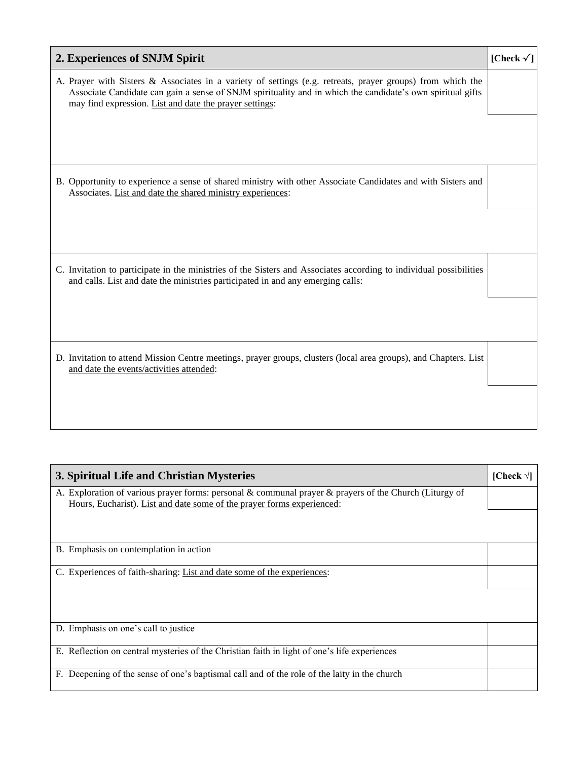| 2. Experiences of SNJM Spirit | [Check √] |
| --- | --- |
| A. Prayer with Sisters & Associates in a variety of settings (e.g. retreats, prayer groups) from which the Associate Candidate can gain a sense of SNJM spirituality and in which the candidate's own spiritual gifts may find expression. List and date the prayer settings: | |
| B. Opportunity to experience a sense of shared ministry with other Associate Candidates and with Sisters and Associates. List and date the shared ministry experiences: | |
| C. Invitation to participate in the ministries of the Sisters and Associates according to individual possibilities and calls. List and date the ministries participated in and any emerging calls: | |
| D. Invitation to attend Mission Centre meetings, prayer groups, clusters (local area groups), and Chapters. List and date the events/activities attended: | |

| 3. Spiritual Life and Christian Mysteries | [Check √] |
| --- | --- |
| A. Exploration of various prayer forms: personal & communal prayer & prayers of the Church (Liturgy of Hours, Eucharist). List and date some of the prayer forms experienced: | |
| B. Emphasis on contemplation in action | |
| C. Experiences of faith-sharing: List and date some of the experiences: | |
| D. Emphasis on one's call to justice | |
| E. Reflection on central mysteries of the Christian faith in light of one's life experiences | |
| F. Deepening of the sense of one's baptismal call and of the role of the laity in the church | |